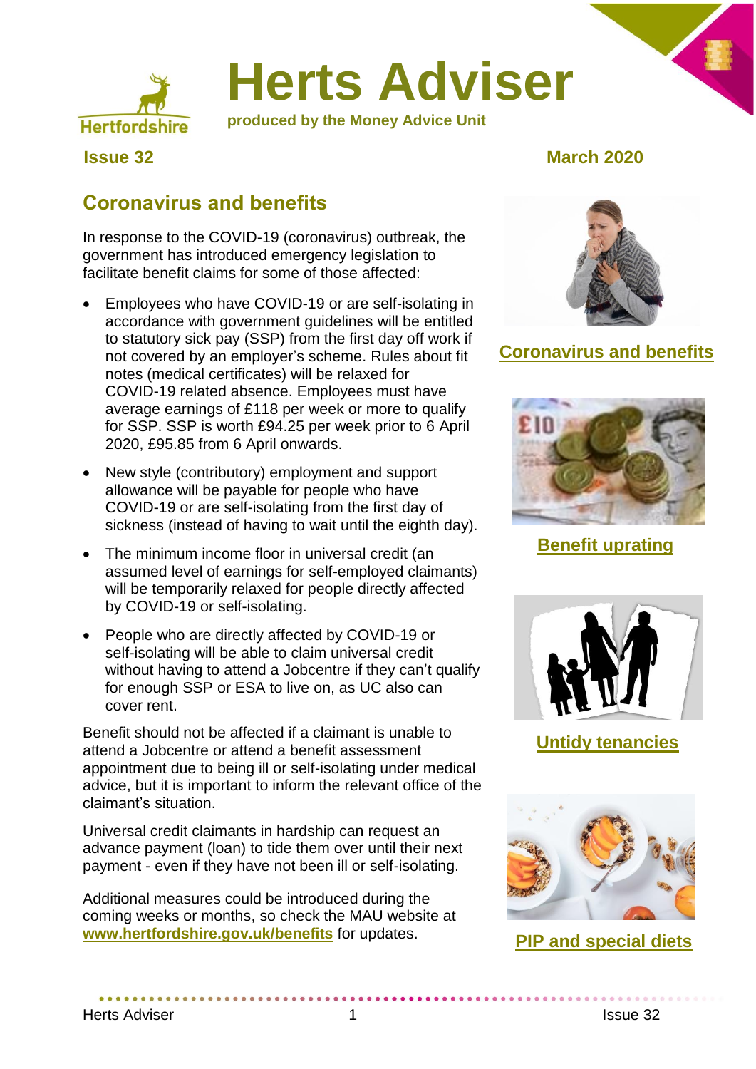# Herts Adviser

**produced by the Money Advice Unit**

**Issue 32** **March 2020**

## Coronavirus and benefits

In response to the COVID-19 (coronavirus) outbreak, the government has introduced emergency legislation to facilitate benefit claims for some of those affected:

- Employees who have COVID-19 or are self-isolating in accordance with government guidelines will be entitled to statutory sick pay (SSP) from the first day off work if not covered by an employer's scheme. Rules about fit notes (medical certificates) will be relaxed for COVID-19 related absence. Employees must have average earnings of £118 per week or more to qualify for SSP. SSP is worth £94.25 per week prior to 6 April 2020, £95.85 from 6 April onwards.
- New style (contributory) employment and support allowance will be payable for people who have COVID-19 or are self-isolating from the first day of sickness (instead of having to wait until the eighth day).
- The minimum income floor in universal credit (an assumed level of earnings for self-employed claimants) will be temporarily relaxed for people directly affected by COVID-19 or self-isolating.
- People who are directly affected by COVID-19 or self-isolating will be able to claim universal credit without having to attend a Jobcentre if they can't qualify for enough SSP or ESA to live on, as UC also can cover rent.

Benefit should not be affected if a claimant is unable to attend a Jobcentre or attend a benefit assessment appointment due to being ill or self-isolating under medical advice, but it is important to inform the relevant office of the claimant's situation.

Universal credit claimants in hardship can request an advance payment (loan) to tide them over until their next payment - even if they have not been ill or self-isolating.

Additional measures could be introduced during the coming weeks or months, so check the MAU website at **www.hertfordshire.gov.uk/benefits** for updates.

**Coronavirus and benefits**

**Benefit uprating**

**Untidy tenancies**

**PIP and special diets**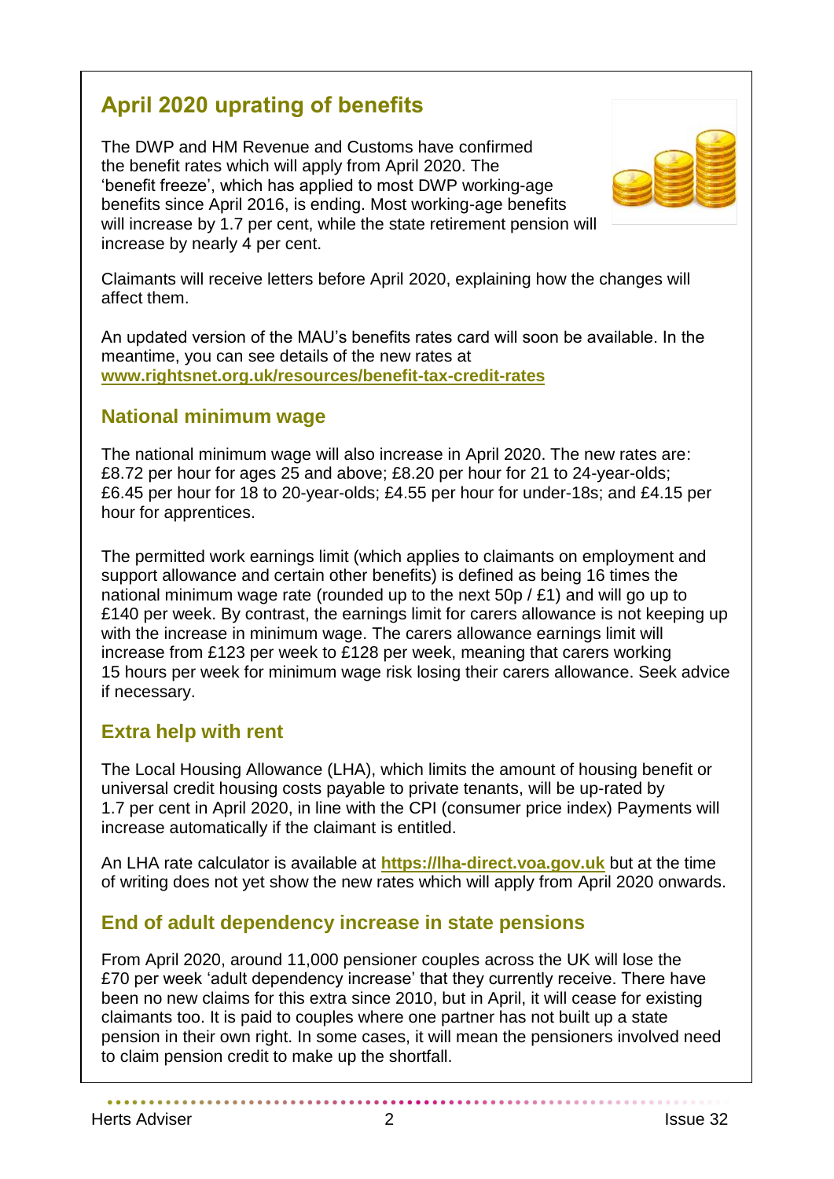## April 2020 uprating of benefits

The DWP and HM Revenue and Customs have confirmed the benefit rates which will apply from April 2020. The 'benefit freeze', which has applied to most DWP working-age benefits since April 2016, is ending. Most working-age benefits will increase by 1.7 per cent, while the state retirement pension will increase by nearly 4 per cent.

Claimants will receive letters before April 2020, explaining how the changes will affect them.

An updated version of the MAU's benefits rates card will soon be available. In the meantime, you can see details of the new rates at **www.rightsnet.org.uk/resources/benefit-tax-credit-rates**

### National minimum wage

The national minimum wage will also increase in April 2020. The new rates are: £8.72 per hour for ages 25 and above; £8.20 per hour for 21 to 24-year-olds; £6.45 per hour for 18 to 20-year-olds; £4.55 per hour for under-18s; and £4.15 per hour for apprentices.

The permitted work earnings limit (which applies to claimants on employment and support allowance and certain other benefits) is defined as being 16 times the national minimum wage rate (rounded up to the next 50p / £1) and will go up to £140 per week. By contrast, the earnings limit for carers allowance is not keeping up with the increase in minimum wage. The carers allowance earnings limit will increase from £123 per week to £128 per week, meaning that carers working 15 hours per week for minimum wage risk losing their carers allowance. Seek advice if necessary.

### Extra help with rent

The Local Housing Allowance (LHA), which limits the amount of housing benefit or universal credit housing costs payable to private tenants, will be up-rated by 1.7 per cent in April 2020, in line with the CPI (consumer price index) Payments will increase automatically if the claimant is entitled.

An LHA rate calculator is available at **https://lha-direct.voa.gov.uk** but at the time of writing does not yet show the new rates which will apply from April 2020 onwards.

### End of adult dependency increase in state pensions

From April 2020, around 11,000 pensioner couples across the UK will lose the £70 per week 'adult dependency increase' that they currently receive. There have been no new claims for this extra since 2010, but in April, it will cease for existing claimants too. It is paid to couples where one partner has not built up a state pension in their own right. In some cases, it will mean the pensioners involved need to claim pension credit to make up the shortfall.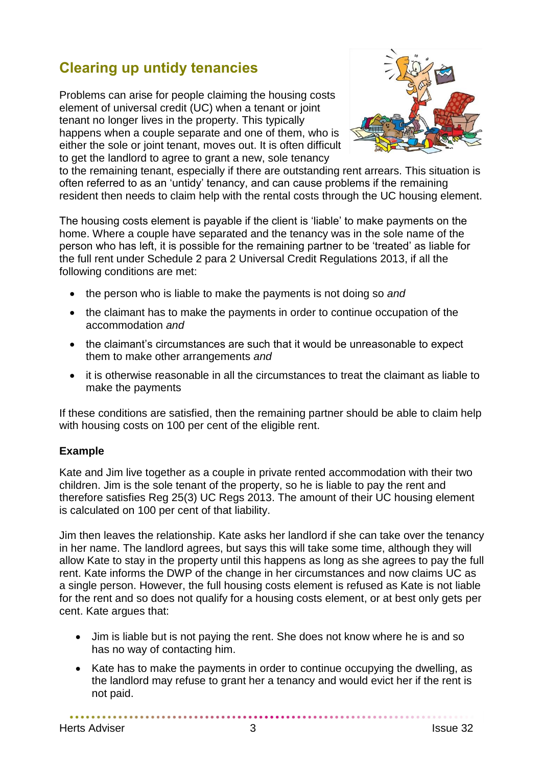## Clearing up untidy tenancies

Problems can arise for people claiming the housing costs element of universal credit (UC) when a tenant or joint tenant no longer lives in the property. This typically happens when a couple separate and one of them, who is either the sole or joint tenant, moves out. It is often difficult to get the landlord to agree to grant a new, sole tenancy to the remaining tenant, especially if there are outstanding rent arrears. This situation is often referred to as an 'untidy' tenancy, and can cause problems if the remaining resident then needs to claim help with the rental costs through the UC housing element.

The housing costs element is payable if the client is 'liable' to make payments on the home. Where a couple have separated and the tenancy was in the sole name of the person who has left, it is possible for the remaining partner to be 'treated' as liable for the full rent under Schedule 2 para 2 Universal Credit Regulations 2013, if all the following conditions are met:

- the person who is liable to make the payments is not doing so *and*
- the claimant has to make the payments in order to continue occupation of the accommodation *and*
- the claimant's circumstances are such that it would be unreasonable to expect them to make other arrangements *and*
- it is otherwise reasonable in all the circumstances to treat the claimant as liable to make the payments

If these conditions are satisfied, then the remaining partner should be able to claim help with housing costs on 100 per cent of the eligible rent.

**Example**

Kate and Jim live together as a couple in private rented accommodation with their two children. Jim is the sole tenant of the property, so he is liable to pay the rent and therefore satisfies Reg 25(3) UC Regs 2013. The amount of their UC housing element is calculated on 100 per cent of that liability.

Jim then leaves the relationship. Kate asks her landlord if she can take over the tenancy in her name. The landlord agrees, but says this will take some time, although they will allow Kate to stay in the property until this happens as long as she agrees to pay the full rent. Kate informs the DWP of the change in her circumstances and now claims UC as a single person. However, the full housing costs element is refused as Kate is not liable for the rent and so does not qualify for a housing costs element, or at best only gets per cent. Kate argues that:

- Jim is liable but is not paying the rent. She does not know where he is and so has no way of contacting him.
- Kate has to make the payments in order to continue occupying the dwelling, as the landlord may refuse to grant her a tenancy and would evict her if the rent is not paid.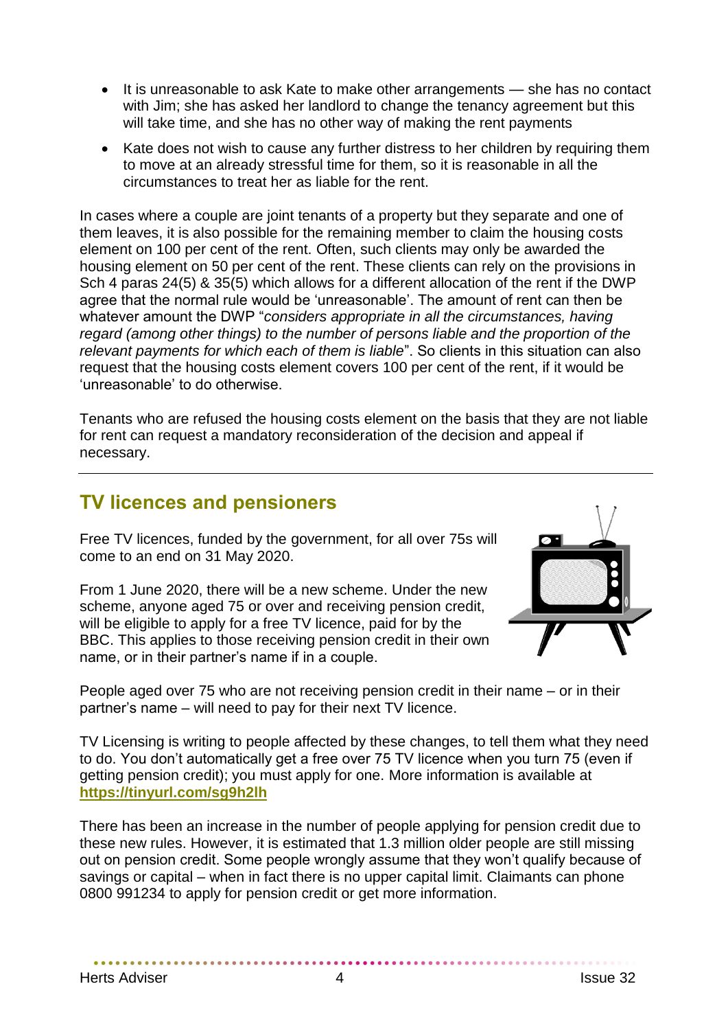- It is unreasonable to ask Kate to make other arrangements — she has no contact with Jim; she has asked her landlord to change the tenancy agreement but this will take time, and she has no other way of making the rent payments
- Kate does not wish to cause any further distress to her children by requiring them to move at an already stressful time for them, so it is reasonable in all the circumstances to treat her as liable for the rent.

In cases where a couple are joint tenants of a property but they separate and one of them leaves, it is also possible for the remaining member to claim the housing costs element on 100 per cent of the rent. Often, such clients may only be awarded the housing element on 50 per cent of the rent. These clients can rely on the provisions in Sch 4 paras 24(5) & 35(5) which allows for a different allocation of the rent if the DWP agree that the normal rule would be 'unreasonable'. The amount of rent can then be whatever amount the DWP "*considers appropriate in all the circumstances, having regard (among other things) to the number of persons liable and the proportion of the relevant payments for which each of them is liable*". So clients in this situation can also request that the housing costs element covers 100 per cent of the rent, if it would be 'unreasonable' to do otherwise.

Tenants who are refused the housing costs element on the basis that they are not liable for rent can request a mandatory reconsideration of the decision and appeal if necessary.

---

## TV licences and pensioners

Free TV licences, funded by the government, for all over 75s will come to an end on 31 May 2020.

From 1 June 2020, there will be a new scheme. Under the new scheme, anyone aged 75 or over and receiving pension credit, will be eligible to apply for a free TV licence, paid for by the BBC. This applies to those receiving pension credit in their own name, or in their partner's name if in a couple.

People aged over 75 who are not receiving pension credit in their name – or in their partner's name – will need to pay for their next TV licence.

TV Licensing is writing to people affected by these changes, to tell them what they need to do. You don't automatically get a free over 75 TV licence when you turn 75 (even if getting pension credit); you must apply for one. More information is available at **https://tinyurl.com/sg9h2lh**

There has been an increase in the number of people applying for pension credit due to these new rules. However, it is estimated that 1.3 million older people are still missing out on pension credit. Some people wrongly assume that they won't qualify because of savings or capital – when in fact there is no upper capital limit. Claimants can phone 0800 991234 to apply for pension credit or get more information.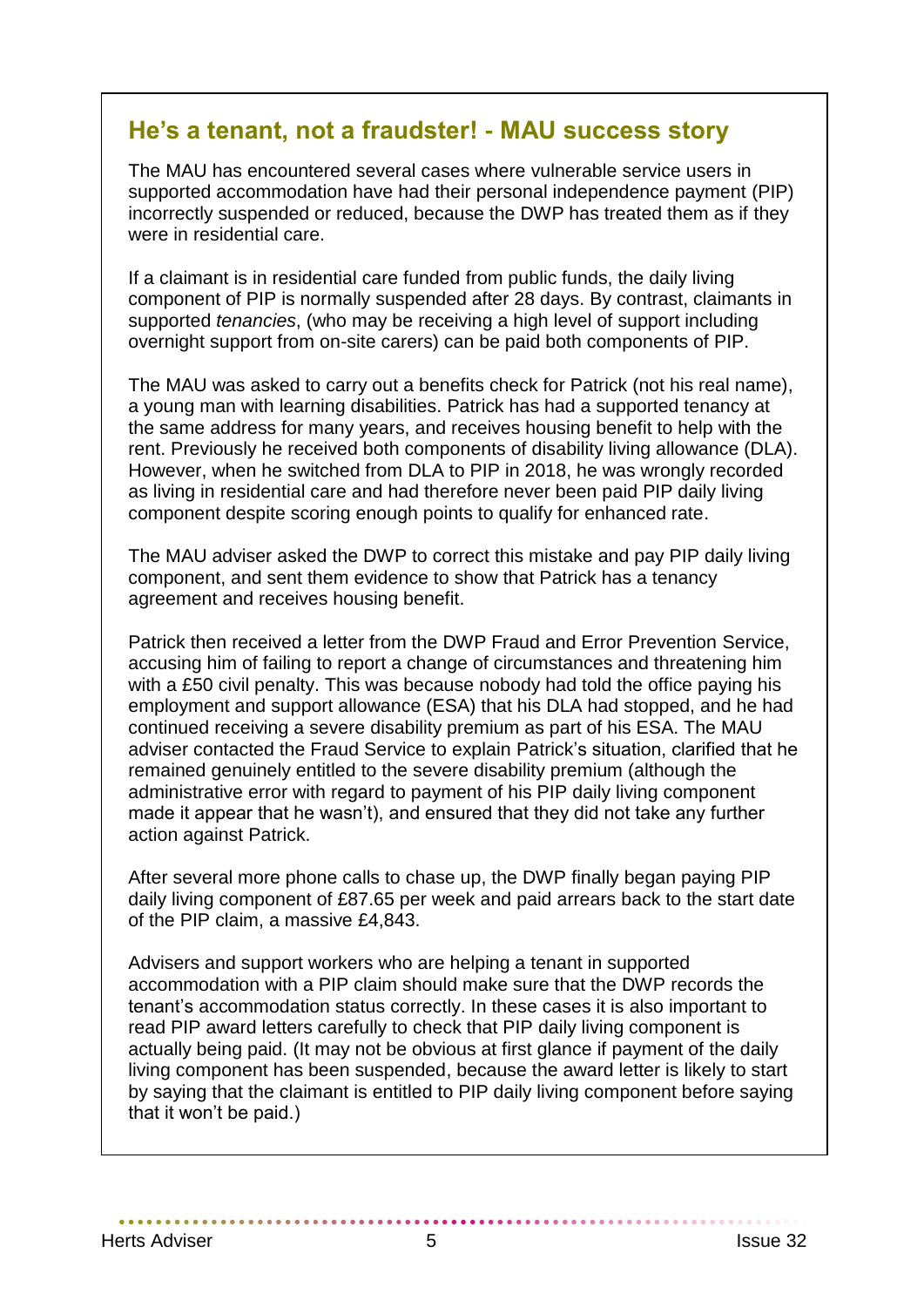## He's a tenant, not a fraudster! - MAU success story

The MAU has encountered several cases where vulnerable service users in supported accommodation have had their personal independence payment (PIP) incorrectly suspended or reduced, because the DWP has treated them as if they were in residential care.

If a claimant is in residential care funded from public funds, the daily living component of PIP is normally suspended after 28 days. By contrast, claimants in supported *tenancies*, (who may be receiving a high level of support including overnight support from on-site carers) can be paid both components of PIP.

The MAU was asked to carry out a benefits check for Patrick (not his real name), a young man with learning disabilities. Patrick has had a supported tenancy at the same address for many years, and receives housing benefit to help with the rent. Previously he received both components of disability living allowance (DLA). However, when he switched from DLA to PIP in 2018, he was wrongly recorded as living in residential care and had therefore never been paid PIP daily living component despite scoring enough points to qualify for enhanced rate.

The MAU adviser asked the DWP to correct this mistake and pay PIP daily living component, and sent them evidence to show that Patrick has a tenancy agreement and receives housing benefit.

Patrick then received a letter from the DWP Fraud and Error Prevention Service, accusing him of failing to report a change of circumstances and threatening him with a £50 civil penalty. This was because nobody had told the office paying his employment and support allowance (ESA) that his DLA had stopped, and he had continued receiving a severe disability premium as part of his ESA. The MAU adviser contacted the Fraud Service to explain Patrick's situation, clarified that he remained genuinely entitled to the severe disability premium (although the administrative error with regard to payment of his PIP daily living component made it appear that he wasn't), and ensured that they did not take any further action against Patrick.

After several more phone calls to chase up, the DWP finally began paying PIP daily living component of £87.65 per week and paid arrears back to the start date of the PIP claim, a massive £4,843.

Advisers and support workers who are helping a tenant in supported accommodation with a PIP claim should make sure that the DWP records the tenant's accommodation status correctly. In these cases it is also important to read PIP award letters carefully to check that PIP daily living component is actually being paid. (It may not be obvious at first glance if payment of the daily living component has been suspended, because the award letter is likely to start by saying that the claimant is entitled to PIP daily living component before saying that it won't be paid.)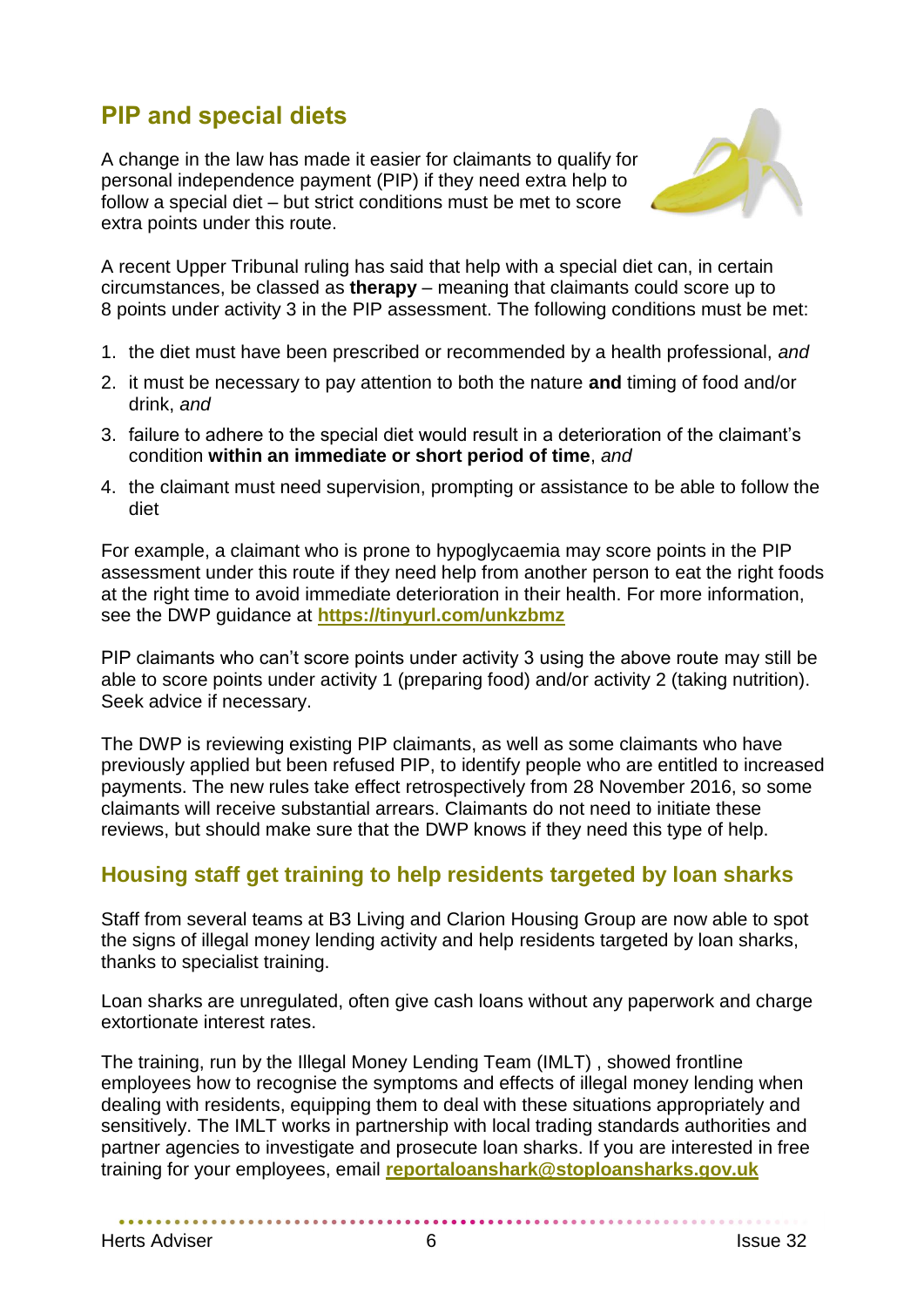## PIP and special diets

A change in the law has made it easier for claimants to qualify for personal independence payment (PIP) if they need extra help to follow a special diet – but strict conditions must be met to score extra points under this route.

A recent Upper Tribunal ruling has said that help with a special diet can, in certain circumstances, be classed as **therapy** – meaning that claimants could score up to 8 points under activity 3 in the PIP assessment. The following conditions must be met:

1. the diet must have been prescribed or recommended by a health professional, *and*
2. it must be necessary to pay attention to both the nature **and** timing of food and/or drink, *and*
3. failure to adhere to the special diet would result in a deterioration of the claimant's condition **within an immediate or short period of time**, *and*
4. the claimant must need supervision, prompting or assistance to be able to follow the diet

For example, a claimant who is prone to hypoglycaemia may score points in the PIP assessment under this route if they need help from another person to eat the right foods at the right time to avoid immediate deterioration in their health. For more information, see the DWP guidance at **https://tinyurl.com/unkzbmz**

PIP claimants who can't score points under activity 3 using the above route may still be able to score points under activity 1 (preparing food) and/or activity 2 (taking nutrition). Seek advice if necessary.

The DWP is reviewing existing PIP claimants, as well as some claimants who have previously applied but been refused PIP, to identify people who are entitled to increased payments. The new rules take effect retrospectively from 28 November 2016, so some claimants will receive substantial arrears. Claimants do not need to initiate these reviews, but should make sure that the DWP knows if they need this type of help.

## Housing staff get training to help residents targeted by loan sharks

Staff from several teams at B3 Living and Clarion Housing Group are now able to spot the signs of illegal money lending activity and help residents targeted by loan sharks, thanks to specialist training.

Loan sharks are unregulated, often give cash loans without any paperwork and charge extortionate interest rates.

The training, run by the Illegal Money Lending Team (IMLT) , showed frontline employees how to recognise the symptoms and effects of illegal money lending when dealing with residents, equipping them to deal with these situations appropriately and sensitively. The IMLT works in partnership with local trading standards authorities and partner agencies to investigate and prosecute loan sharks. If you are interested in free training for your employees, email **reportaloanshark@stoploansharks.gov.uk**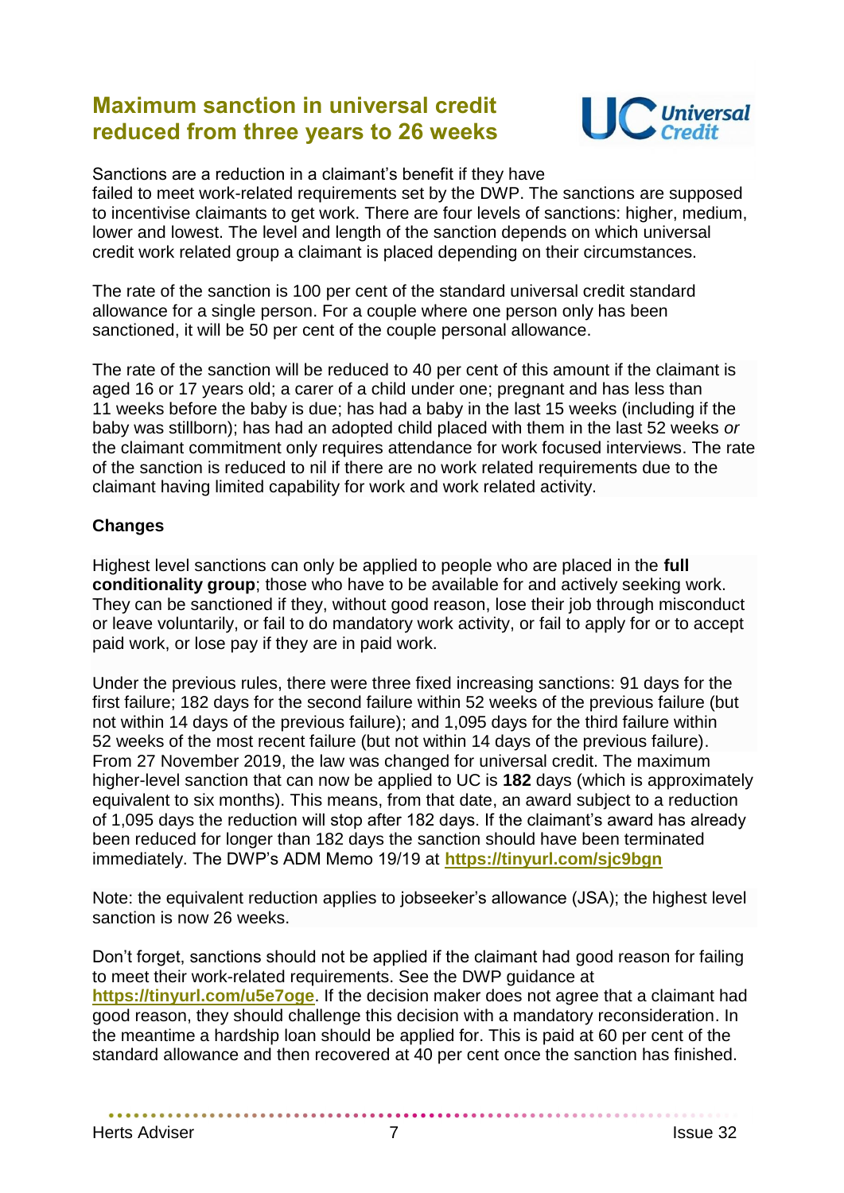## Maximum sanction in universal credit reduced from three years to 26 weeks

Sanctions are a reduction in a claimant's benefit if they have failed to meet work-related requirements set by the DWP. The sanctions are supposed to incentivise claimants to get work. There are four levels of sanctions: higher, medium, lower and lowest. The level and length of the sanction depends on which universal credit work related group a claimant is placed depending on their circumstances.

The rate of the sanction is 100 per cent of the standard universal credit standard allowance for a single person. For a couple where one person only has been sanctioned, it will be 50 per cent of the couple personal allowance.

The rate of the sanction will be reduced to 40 per cent of this amount if the claimant is aged 16 or 17 years old; a carer of a child under one; pregnant and has less than 11 weeks before the baby is due; has had a baby in the last 15 weeks (including if the baby was stillborn); has had an adopted child placed with them in the last 52 weeks *or* the claimant commitment only requires attendance for work focused interviews. The rate of the sanction is reduced to nil if there are no work related requirements due to the claimant having limited capability for work and work related activity.

**Changes**

Highest level sanctions can only be applied to people who are placed in the **full conditionality group**; those who have to be available for and actively seeking work. They can be sanctioned if they, without good reason, lose their job through misconduct or leave voluntarily, or fail to do mandatory work activity, or fail to apply for or to accept paid work, or lose pay if they are in paid work.

Under the previous rules, there were three fixed increasing sanctions: 91 days for the first failure; 182 days for the second failure within 52 weeks of the previous failure (but not within 14 days of the previous failure); and 1,095 days for the third failure within 52 weeks of the most recent failure (but not within 14 days of the previous failure). From 27 November 2019, the law was changed for universal credit. The maximum higher-level sanction that can now be applied to UC is **182** days (which is approximately equivalent to six months). This means, from that date, an award subject to a reduction of 1,095 days the reduction will stop after 182 days. If the claimant's award has already been reduced for longer than 182 days the sanction should have been terminated immediately. The DWP's ADM Memo 19/19 at **https://tinyurl.com/sjc9bgn**

Note: the equivalent reduction applies to jobseeker's allowance (JSA); the highest level sanction is now 26 weeks.

Don't forget, sanctions should not be applied if the claimant had good reason for failing to meet their work-related requirements. See the DWP guidance at **https://tinyurl.com/u5e7oge**. If the decision maker does not agree that a claimant had good reason, they should challenge this decision with a mandatory reconsideration. In the meantime a hardship loan should be applied for. This is paid at 60 per cent of the standard allowance and then recovered at 40 per cent once the sanction has finished.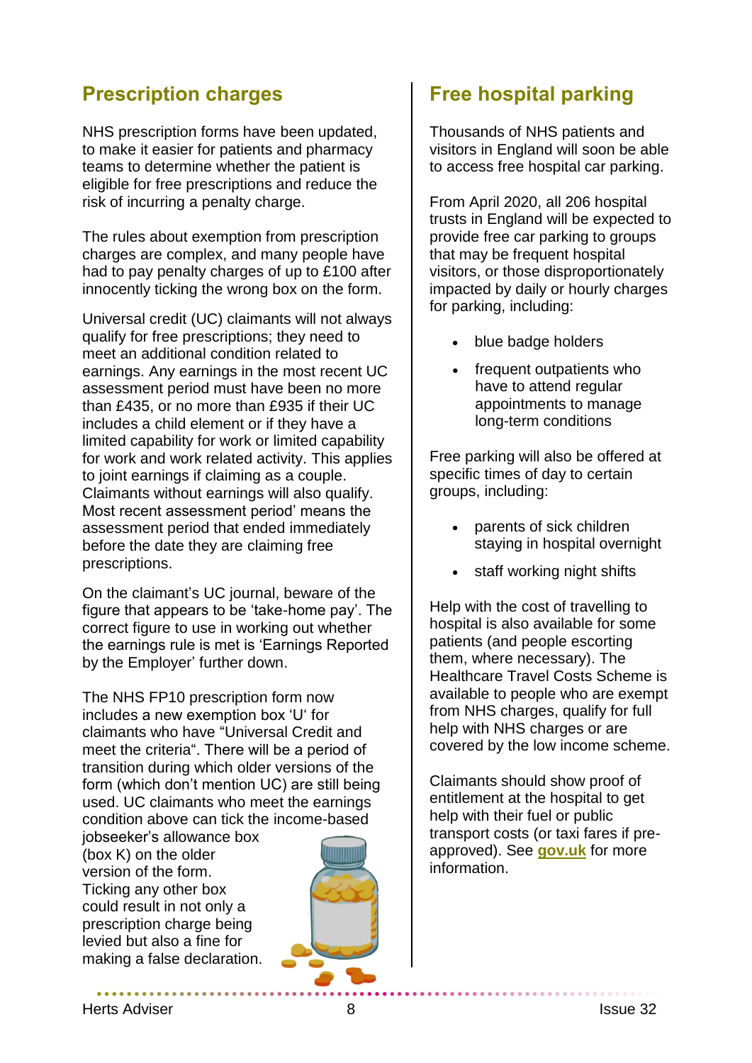## Prescription charges

NHS prescription forms have been updated, to make it easier for patients and pharmacy teams to determine whether the patient is eligible for free prescriptions and reduce the risk of incurring a penalty charge.

The rules about exemption from prescription charges are complex, and many people have had to pay penalty charges of up to £100 after innocently ticking the wrong box on the form.

Universal credit (UC) claimants will not always qualify for free prescriptions; they need to meet an additional condition related to earnings. Any earnings in the most recent UC assessment period must have been no more than £435, or no more than £935 if their UC includes a child element or if they have a limited capability for work or limited capability for work and work related activity. This applies to joint earnings if claiming as a couple. Claimants without earnings will also qualify. Most recent assessment period' means the assessment period that ended immediately before the date they are claiming free prescriptions.

On the claimant's UC journal, beware of the figure that appears to be 'take-home pay'. The correct figure to use in working out whether the earnings rule is met is 'Earnings Reported by the Employer' further down.

The NHS FP10 prescription form now includes a new exemption box 'U' for claimants who have "Universal Credit and meet the criteria". There will be a period of transition during which older versions of the form (which don't mention UC) are still being used. UC claimants who meet the earnings condition above can tick the income-based jobseeker's allowance box (box K) on the older version of the form. Ticking any other box could result in not only a prescription charge being levied but also a fine for making a false declaration.

## Free hospital parking

Thousands of NHS patients and visitors in England will soon be able to access free hospital car parking.

From April 2020, all 206 hospital trusts in England will be expected to provide free car parking to groups that may be frequent hospital visitors, or those disproportionately impacted by daily or hourly charges for parking, including:

- blue badge holders
- frequent outpatients who have to attend regular appointments to manage long-term conditions

Free parking will also be offered at specific times of day to certain groups, including:

- parents of sick children staying in hospital overnight
- staff working night shifts

Help with the cost of travelling to hospital is also available for some patients (and people escorting them, where necessary). The Healthcare Travel Costs Scheme is available to people who are exempt from NHS charges, qualify for full help with NHS charges or are covered by the low income scheme.

Claimants should show proof of entitlement at the hospital to get help with their fuel or public transport costs (or taxi fares if pre-approved). See **gov.uk** for more information.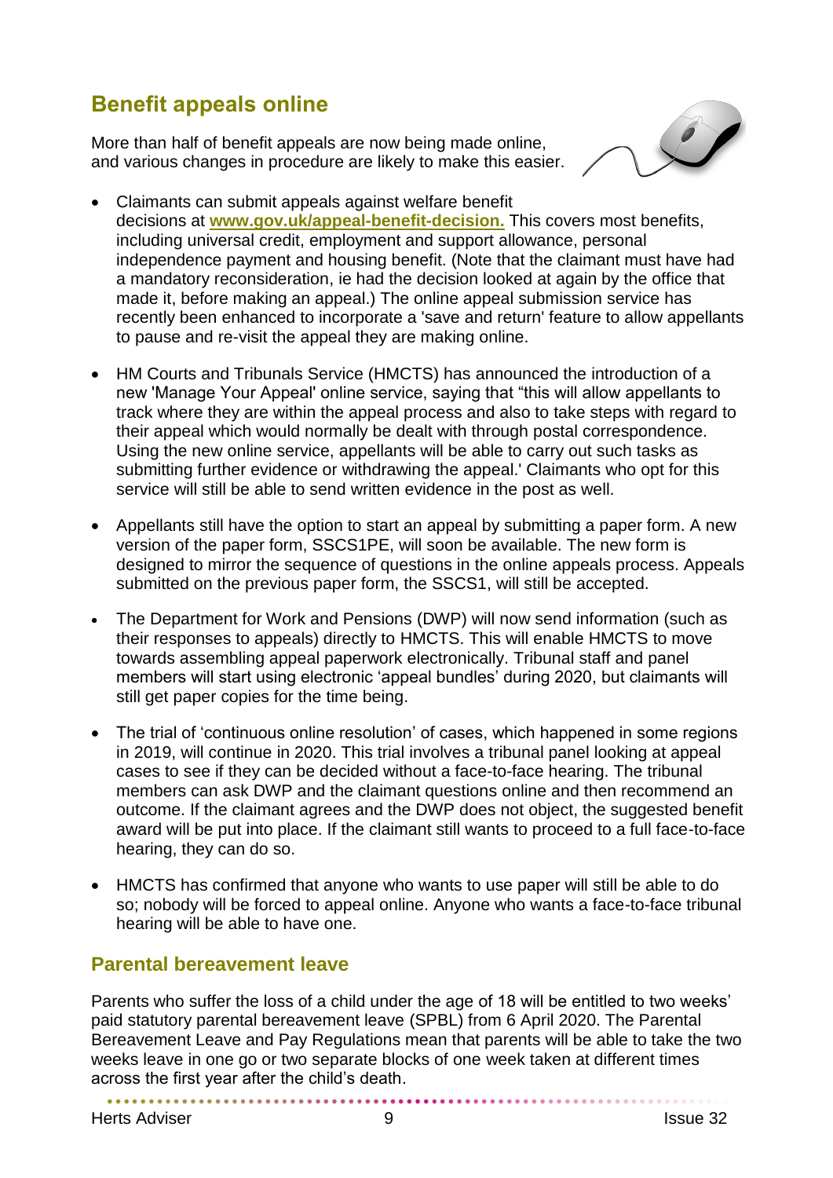## Benefit appeals online

More than half of benefit appeals are now being made online, and various changes in procedure are likely to make this easier.

- Claimants can submit appeals against welfare benefit decisions at **www.gov.uk/appeal-benefit-decision.** This covers most benefits, including universal credit, employment and support allowance, personal independence payment and housing benefit. (Note that the claimant must have had a mandatory reconsideration, ie had the decision looked at again by the office that made it, before making an appeal.) The online appeal submission service has recently been enhanced to incorporate a 'save and return' feature to allow appellants to pause and re-visit the appeal they are making online.

- HM Courts and Tribunals Service (HMCTS) has announced the introduction of a new 'Manage Your Appeal' online service, saying that "this will allow appellants to track where they are within the appeal process and also to take steps with regard to their appeal which would normally be dealt with through postal correspondence. Using the new online service, appellants will be able to carry out such tasks as submitting further evidence or withdrawing the appeal.' Claimants who opt for this service will still be able to send written evidence in the post as well.

- Appellants still have the option to start an appeal by submitting a paper form. A new version of the paper form, SSCS1PE, will soon be available. The new form is designed to mirror the sequence of questions in the online appeals process. Appeals submitted on the previous paper form, the SSCS1, will still be accepted.

- The Department for Work and Pensions (DWP) will now send information (such as their responses to appeals) directly to HMCTS. This will enable HMCTS to move towards assembling appeal paperwork electronically. Tribunal staff and panel members will start using electronic 'appeal bundles' during 2020, but claimants will still get paper copies for the time being.

- The trial of 'continuous online resolution' of cases, which happened in some regions in 2019, will continue in 2020. This trial involves a tribunal panel looking at appeal cases to see if they can be decided without a face-to-face hearing. The tribunal members can ask DWP and the claimant questions online and then recommend an outcome. If the claimant agrees and the DWP does not object, the suggested benefit award will be put into place. If the claimant still wants to proceed to a full face-to-face hearing, they can do so.

- HMCTS has confirmed that anyone who wants to use paper will still be able to do so; nobody will be forced to appeal online. Anyone who wants a face-to-face tribunal hearing will be able to have one.

## Parental bereavement leave

Parents who suffer the loss of a child under the age of 18 will be entitled to two weeks' paid statutory parental bereavement leave (SPBL) from 6 April 2020. The Parental Bereavement Leave and Pay Regulations mean that parents will be able to take the two weeks leave in one go or two separate blocks of one week taken at different times across the first year after the child's death.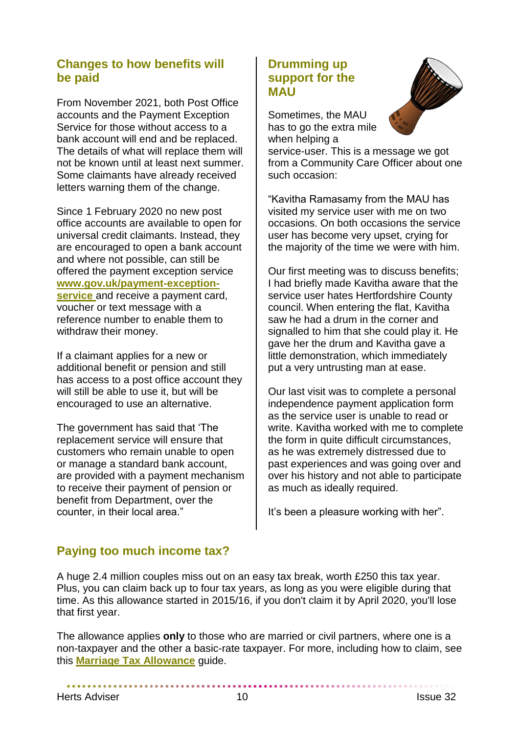## Changes to how benefits will be paid

From November 2021, both Post Office accounts and the Payment Exception Service for those without access to a bank account will end and be replaced. The details of what will replace them will not be known until at least next summer. Some claimants have already received letters warning them of the change.

Since 1 February 2020 no new post office accounts are available to open for universal credit claimants. Instead, they are encouraged to open a bank account and where not possible, can still be offered the payment exception service **www.gov.uk/payment-exception-service** and receive a payment card, voucher or text message with a reference number to enable them to withdraw their money.

If a claimant applies for a new or additional benefit or pension and still has access to a post office account they will still be able to use it, but will be encouraged to use an alternative.

The government has said that 'The replacement service will ensure that customers who remain unable to open or manage a standard bank account, are provided with a payment mechanism to receive their payment of pension or benefit from Department, over the counter, in their local area."

## Drumming up support for the MAU

Sometimes, the MAU has to go the extra mile when helping a service-user. This is a message we got from a Community Care Officer about one such occasion:

"Kavitha Ramasamy from the MAU has visited my service user with me on two occasions. On both occasions the service user has become very upset, crying for the majority of the time we were with him.

Our first meeting was to discuss benefits; I had briefly made Kavitha aware that the service user hates Hertfordshire County council. When entering the flat, Kavitha saw he had a drum in the corner and signalled to him that she could play it. He gave her the drum and Kavitha gave a little demonstration, which immediately put a very untrusting man at ease.

Our last visit was to complete a personal independence payment application form as the service user is unable to read or write. Kavitha worked with me to complete the form in quite difficult circumstances, as he was extremely distressed due to past experiences and was going over and over his history and not able to participate as much as ideally required.

It's been a pleasure working with her".

## Paying too much income tax?

A huge 2.4 million couples miss out on an easy tax break, worth £250 this tax year. Plus, you can claim back up to four tax years, as long as you were eligible during that time. As this allowance started in 2015/16, if you don't claim it by April 2020, you'll lose that first year.

The allowance applies **only** to those who are married or civil partners, where one is a non-taxpayer and the other a basic-rate taxpayer. For more, including how to claim, see this **Marriage Tax Allowance** guide.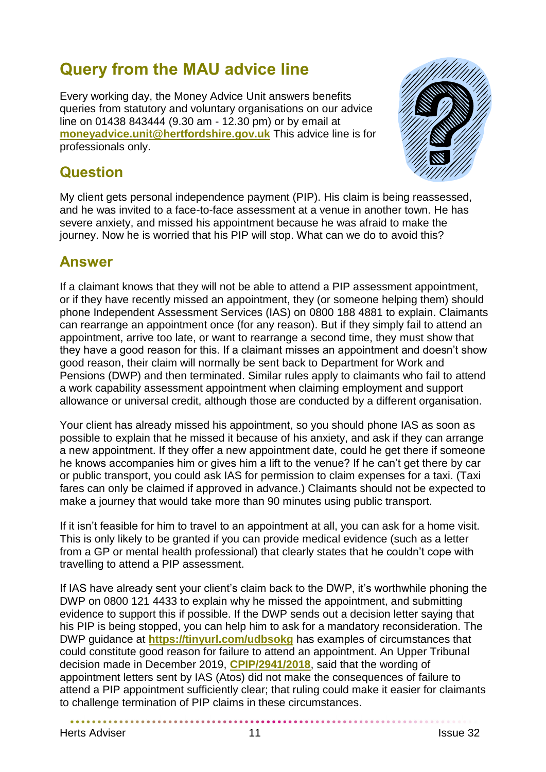# Query from the MAU advice line

Every working day, the Money Advice Unit answers benefits queries from statutory and voluntary organisations on our advice line on 01438 843444 (9.30 am - 12.30 pm) or by email at **moneyadvice.unit@hertfordshire.gov.uk** This advice line is for professionals only.

## Question

My client gets personal independence payment (PIP). His claim is being reassessed, and he was invited to a face-to-face assessment at a venue in another town. He has severe anxiety, and missed his appointment because he was afraid to make the journey. Now he is worried that his PIP will stop. What can we do to avoid this?

## Answer

If a claimant knows that they will not be able to attend a PIP assessment appointment, or if they have recently missed an appointment, they (or someone helping them) should phone Independent Assessment Services (IAS) on 0800 188 4881 to explain. Claimants can rearrange an appointment once (for any reason). But if they simply fail to attend an appointment, arrive too late, or want to rearrange a second time, they must show that they have a good reason for this. If a claimant misses an appointment and doesn't show good reason, their claim will normally be sent back to Department for Work and Pensions (DWP) and then terminated. Similar rules apply to claimants who fail to attend a work capability assessment appointment when claiming employment and support allowance or universal credit, although those are conducted by a different organisation.

Your client has already missed his appointment, so you should phone IAS as soon as possible to explain that he missed it because of his anxiety, and ask if they can arrange a new appointment. If they offer a new appointment date, could he get there if someone he knows accompanies him or gives him a lift to the venue? If he can't get there by car or public transport, you could ask IAS for permission to claim expenses for a taxi. (Taxi fares can only be claimed if approved in advance.) Claimants should not be expected to make a journey that would take more than 90 minutes using public transport.

If it isn't feasible for him to travel to an appointment at all, you can ask for a home visit. This is only likely to be granted if you can provide medical evidence (such as a letter from a GP or mental health professional) that clearly states that he couldn't cope with travelling to attend a PIP assessment.

If IAS have already sent your client's claim back to the DWP, it's worthwhile phoning the DWP on 0800 121 4433 to explain why he missed the appointment, and submitting evidence to support this if possible. If the DWP sends out a decision letter saying that his PIP is being stopped, you can help him to ask for a mandatory reconsideration. The DWP guidance at **https://tinyurl.com/udbsokg** has examples of circumstances that could constitute good reason for failure to attend an appointment. An Upper Tribunal decision made in December 2019, **CPIP/2941/2018**, said that the wording of appointment letters sent by IAS (Atos) did not make the consequences of failure to attend a PIP appointment sufficiently clear; that ruling could make it easier for claimants to challenge termination of PIP claims in these circumstances.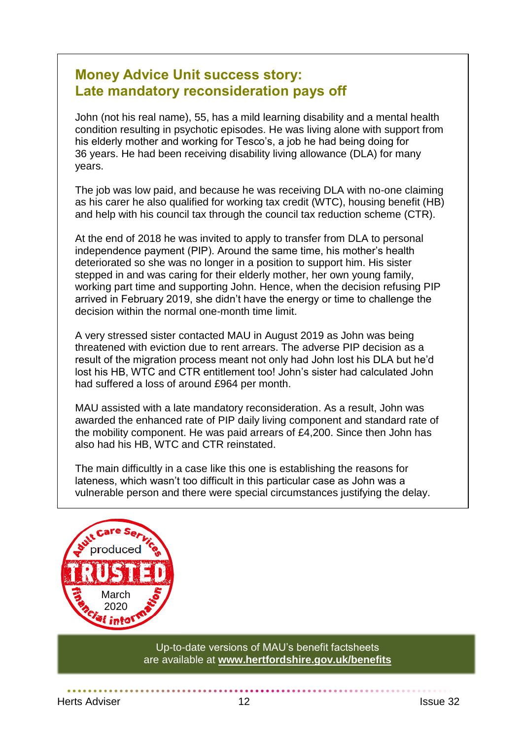## Money Advice Unit success story:
## Late mandatory reconsideration pays off

John (not his real name), 55, has a mild learning disability and a mental health condition resulting in psychotic episodes. He was living alone with support from his elderly mother and working for Tesco's, a job he had being doing for 36 years. He had been receiving disability living allowance (DLA) for many years.

The job was low paid, and because he was receiving DLA with no-one claiming as his carer he also qualified for working tax credit (WTC), housing benefit (HB) and help with his council tax through the council tax reduction scheme (CTR).

At the end of 2018 he was invited to apply to transfer from DLA to personal independence payment (PIP). Around the same time, his mother's health deteriorated so she was no longer in a position to support him. His sister stepped in and was caring for their elderly mother, her own young family, working part time and supporting John. Hence, when the decision refusing PIP arrived in February 2019, she didn't have the energy or time to challenge the decision within the normal one-month time limit.

A very stressed sister contacted MAU in August 2019 as John was being threatened with eviction due to rent arrears. The adverse PIP decision as a result of the migration process meant not only had John lost his DLA but he'd lost his HB, WTC and CTR entitlement too! John's sister had calculated John had suffered a loss of around £964 per month.

MAU assisted with a late mandatory reconsideration. As a result, John was awarded the enhanced rate of PIP daily living component and standard rate of the mobility component. He was paid arrears of £4,200. Since then John has also had his HB, WTC and CTR reinstated.

The main difficultly in a case like this one is establishing the reasons for lateness, which wasn't too difficult in this particular case as John was a vulnerable person and there were special circumstances justifying the delay.

Adult Care Services produced TRUSTED financial information March 2020

Up-to-date versions of MAU's benefit factsheets are available at **www.hertfordshire.gov.uk/benefits**